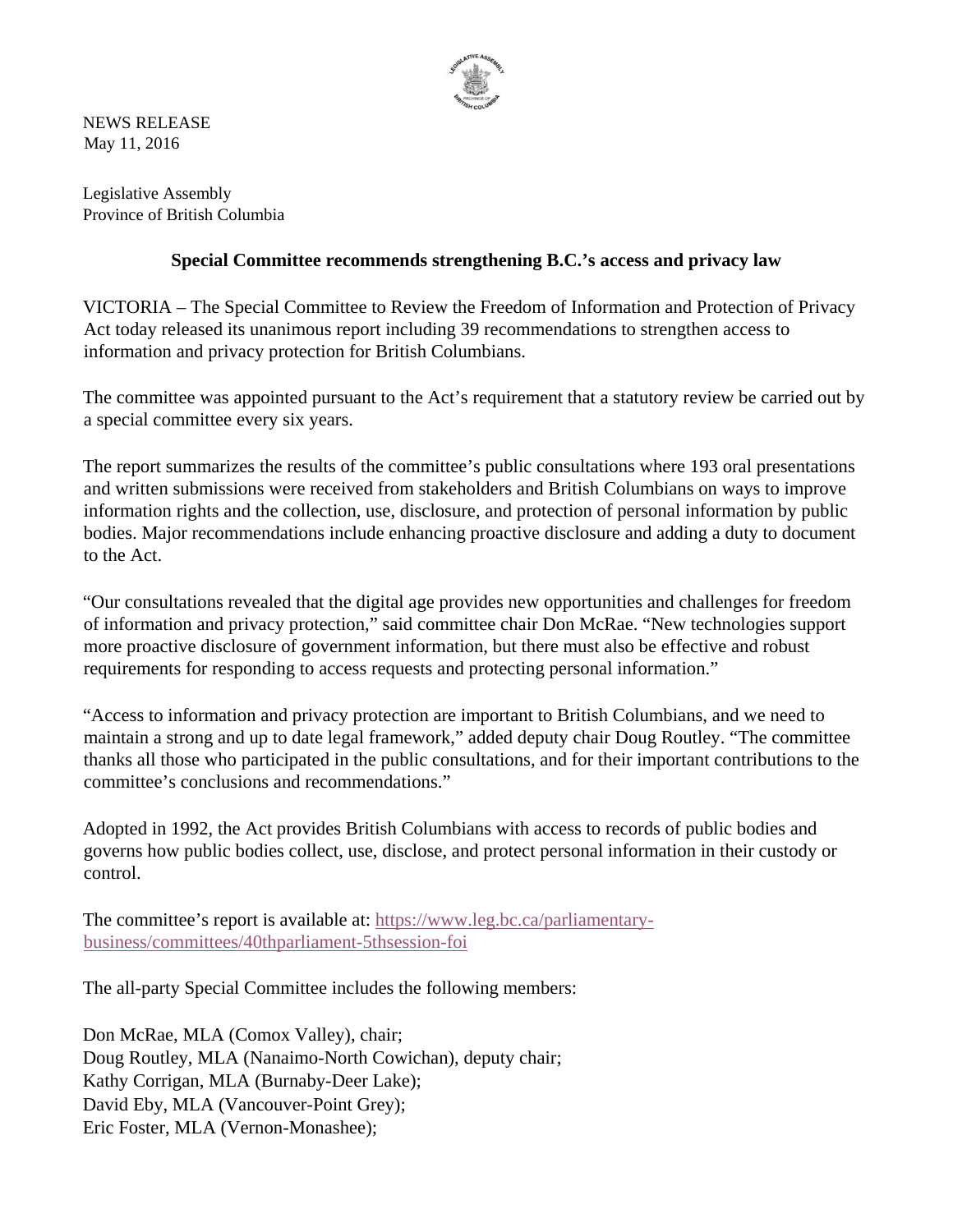NEWS RELEASE
May 11, 2016

Legislative Assembly
Province of British Columbia

**Special Committee recommends strengthening B.C.'s access and privacy law**

VICTORIA – The Special Committee to Review the Freedom of Information and Protection of Privacy Act today released its unanimous report including 39 recommendations to strengthen access to information and privacy protection for British Columbians.

The committee was appointed pursuant to the Act's requirement that a statutory review be carried out by a special committee every six years.

The report summarizes the results of the committee's public consultations where 193 oral presentations and written submissions were received from stakeholders and British Columbians on ways to improve information rights and the collection, use, disclosure, and protection of personal information by public bodies. Major recommendations include enhancing proactive disclosure and adding a duty to document to the Act.

"Our consultations revealed that the digital age provides new opportunities and challenges for freedom of information and privacy protection," said committee chair Don McRae. "New technologies support more proactive disclosure of government information, but there must also be effective and robust requirements for responding to access requests and protecting personal information."

"Access to information and privacy protection are important to British Columbians, and we need to maintain a strong and up to date legal framework," added deputy chair Doug Routley. "The committee thanks all those who participated in the public consultations, and for their important contributions to the committee's conclusions and recommendations."

Adopted in 1992, the Act provides British Columbians with access to records of public bodies and governs how public bodies collect, use, disclose, and protect personal information in their custody or control.

The committee's report is available at: https://www.leg.bc.ca/parliamentary-business/committees/40thparliament-5thsession-foi

The all-party Special Committee includes the following members:

Don McRae, MLA (Comox Valley), chair;
Doug Routley, MLA (Nanaimo-North Cowichan), deputy chair;
Kathy Corrigan, MLA (Burnaby-Deer Lake);
David Eby, MLA (Vancouver-Point Grey);
Eric Foster, MLA (Vernon-Monashee);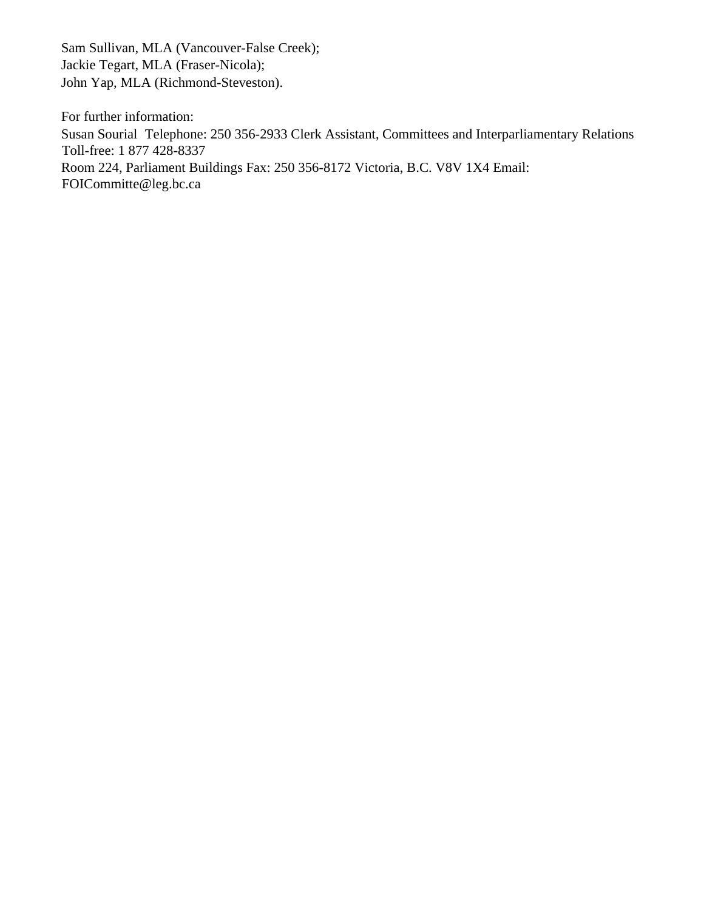Sam Sullivan, MLA (Vancouver-False Creek);
Jackie Tegart, MLA (Fraser-Nicola);
John Yap, MLA (Richmond-Steveston).

For further information:
Susan Sourial Telephone: 250 356-2933 Clerk Assistant, Committees and Interparliamentary Relations
Toll-free: 1 877 428-8337
Room 224, Parliament Buildings Fax: 250 356-8172 Victoria, B.C. V8V 1X4 Email:
FOICommitte@leg.bc.ca